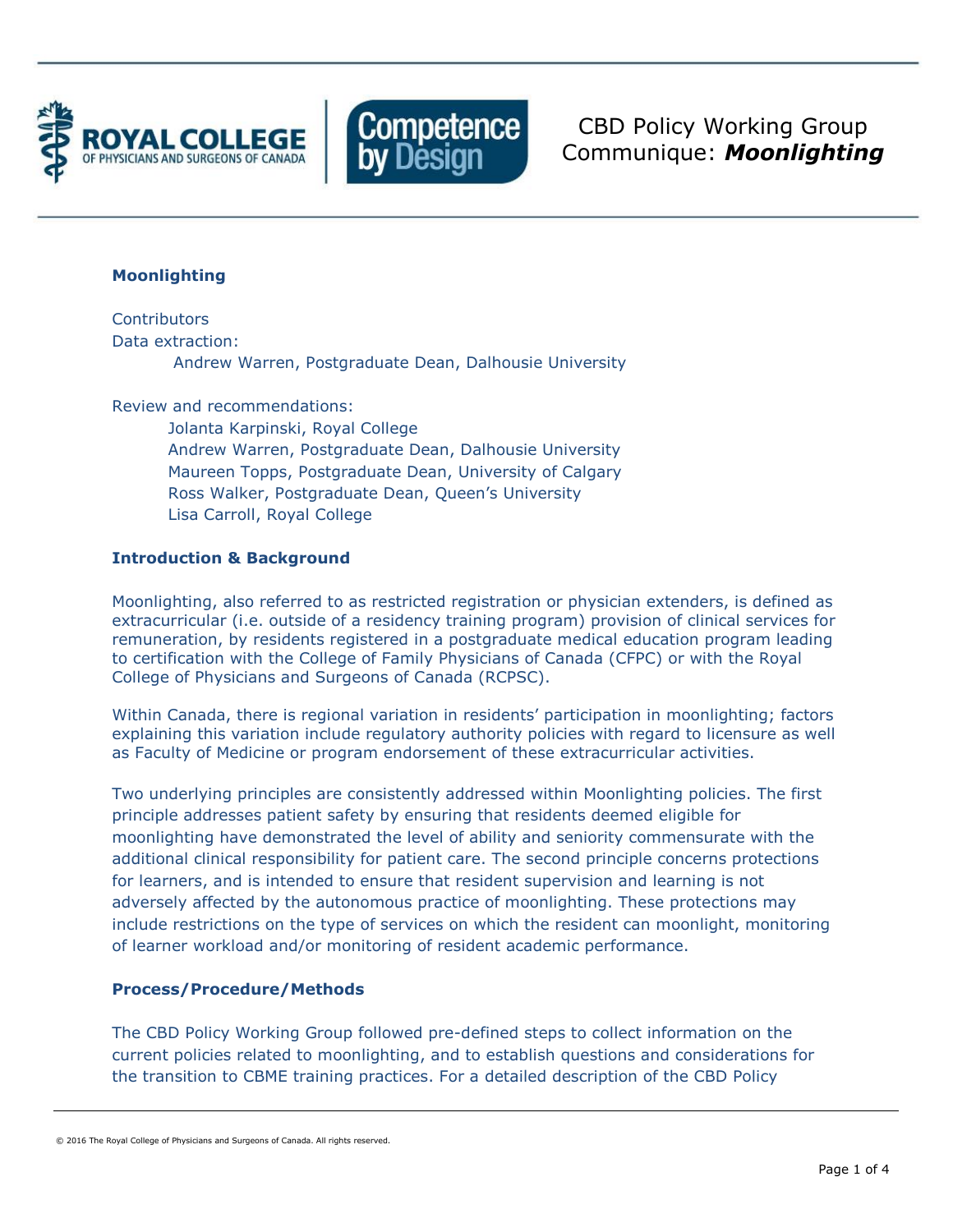# CBD Policy Working Group Communique: ***Moonlighting***

## Moonlighting

Contributors
Data extraction:
  Andrew Warren, Postgraduate Dean, Dalhousie University

Review and recommendations:
  Jolanta Karpinski, Royal College
  Andrew Warren, Postgraduate Dean, Dalhousie University
  Maureen Topps, Postgraduate Dean, University of Calgary
  Ross Walker, Postgraduate Dean, Queen's University
  Lisa Carroll, Royal College

## Introduction & Background

Moonlighting, also referred to as restricted registration or physician extenders, is defined as extracurricular (i.e. outside of a residency training program) provision of clinical services for remuneration, by residents registered in a postgraduate medical education program leading to certification with the College of Family Physicians of Canada (CFPC) or with the Royal College of Physicians and Surgeons of Canada (RCPSC).

Within Canada, there is regional variation in residents' participation in moonlighting; factors explaining this variation include regulatory authority policies with regard to licensure as well as Faculty of Medicine or program endorsement of these extracurricular activities.

Two underlying principles are consistently addressed within Moonlighting policies. The first principle addresses patient safety by ensuring that residents deemed eligible for moonlighting have demonstrated the level of ability and seniority commensurate with the additional clinical responsibility for patient care. The second principle concerns protections for learners, and is intended to ensure that resident supervision and learning is not adversely affected by the autonomous practice of moonlighting. These protections may include restrictions on the type of services on which the resident can moonlight, monitoring of learner workload and/or monitoring of resident academic performance.

## Process/Procedure/Methods

The CBD Policy Working Group followed pre-defined steps to collect information on the current policies related to moonlighting, and to establish questions and considerations for the transition to CBME training practices. For a detailed description of the CBD Policy

© 2016 The Royal College of Physicians and Surgeons of Canada. All rights reserved.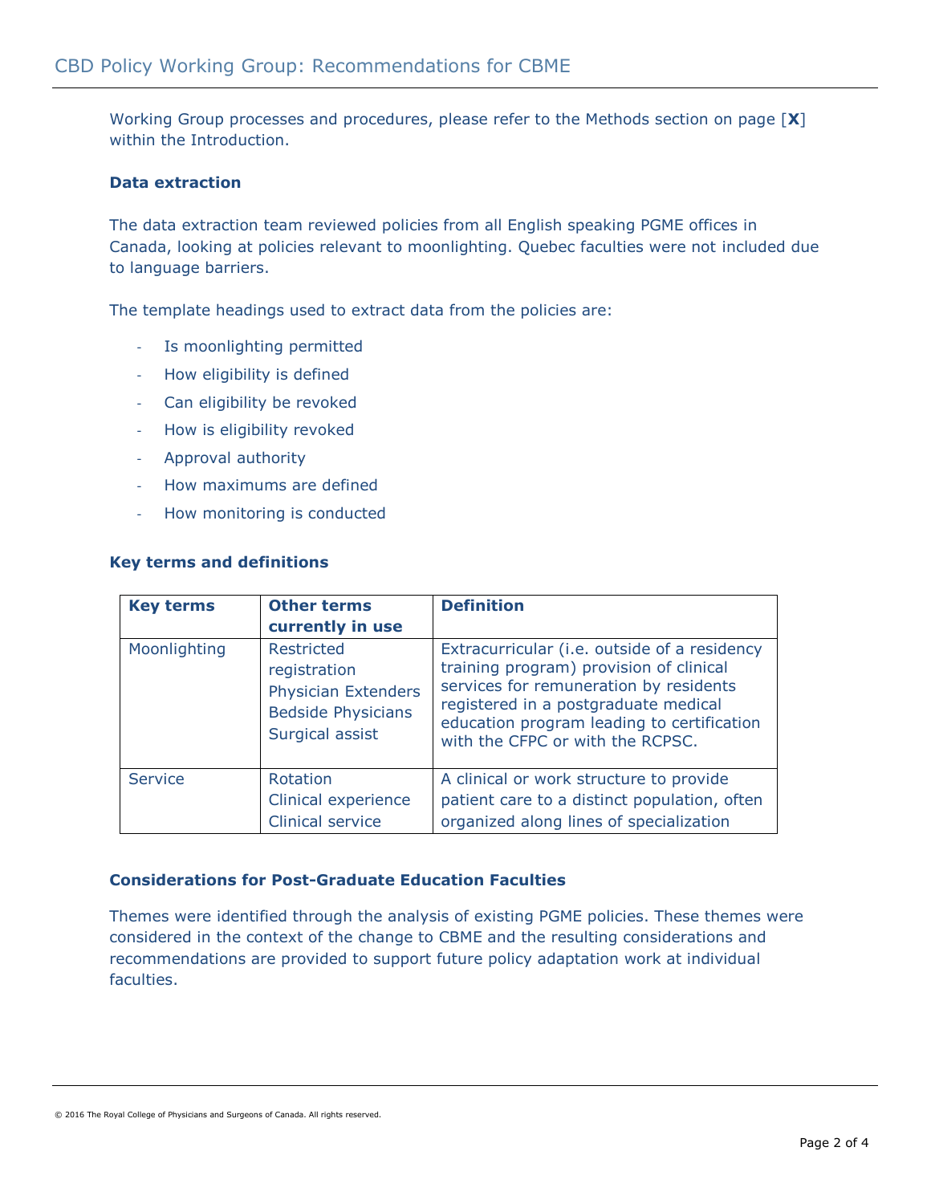Working Group processes and procedures, please refer to the Methods section on page [**X**] within the Introduction.

### Data extraction

The data extraction team reviewed policies from all English speaking PGME offices in Canada, looking at policies relevant to moonlighting. Quebec faculties were not included due to language barriers.

The template headings used to extract data from the policies are:

- Is moonlighting permitted
- How eligibility is defined
- Can eligibility be revoked
- How is eligibility revoked
- Approval authority
- How maximums are defined
- How monitoring is conducted

### Key terms and definitions

| Key terms | Other terms currently in use | Definition |
|---|---|---|
| Moonlighting | Restricted registration<br>Physician Extenders<br>Bedside Physicians<br>Surgical assist | Extracurricular (i.e. outside of a residency training program) provision of clinical services for remuneration by residents registered in a postgraduate medical education program leading to certification with the CFPC or with the RCPSC. |
| Service | Rotation<br>Clinical experience<br>Clinical service | A clinical or work structure to provide patient care to a distinct population, often organized along lines of specialization |

### Considerations for Post-Graduate Education Faculties

Themes were identified through the analysis of existing PGME policies. These themes were considered in the context of the change to CBME and the resulting considerations and recommendations are provided to support future policy adaptation work at individual faculties.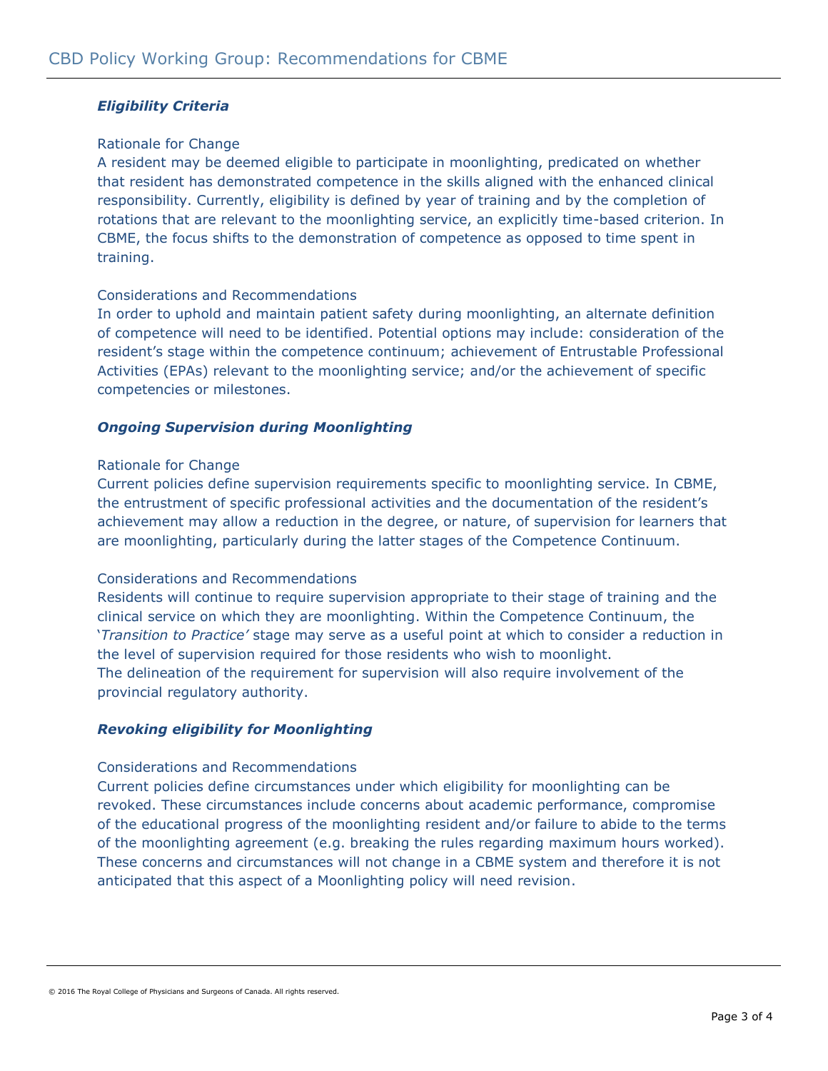### *Eligibility Criteria*

Rationale for Change

A resident may be deemed eligible to participate in moonlighting, predicated on whether that resident has demonstrated competence in the skills aligned with the enhanced clinical responsibility. Currently, eligibility is defined by year of training and by the completion of rotations that are relevant to the moonlighting service, an explicitly time-based criterion. In CBME, the focus shifts to the demonstration of competence as opposed to time spent in training.

Considerations and Recommendations

In order to uphold and maintain patient safety during moonlighting, an alternate definition of competence will need to be identified. Potential options may include: consideration of the resident's stage within the competence continuum; achievement of Entrustable Professional Activities (EPAs) relevant to the moonlighting service; and/or the achievement of specific competencies or milestones.

### *Ongoing Supervision during Moonlighting*

Rationale for Change

Current policies define supervision requirements specific to moonlighting service. In CBME, the entrustment of specific professional activities and the documentation of the resident's achievement may allow a reduction in the degree, or nature, of supervision for learners that are moonlighting, particularly during the latter stages of the Competence Continuum.

Considerations and Recommendations

Residents will continue to require supervision appropriate to their stage of training and the clinical service on which they are moonlighting. Within the Competence Continuum, the '*Transition to Practice'* stage may serve as a useful point at which to consider a reduction in the level of supervision required for those residents who wish to moonlight.
The delineation of the requirement for supervision will also require involvement of the provincial regulatory authority.

### *Revoking eligibility for Moonlighting*

Considerations and Recommendations

Current policies define circumstances under which eligibility for moonlighting can be revoked. These circumstances include concerns about academic performance, compromise of the educational progress of the moonlighting resident and/or failure to abide to the terms of the moonlighting agreement (e.g. breaking the rules regarding maximum hours worked). These concerns and circumstances will not change in a CBME system and therefore it is not anticipated that this aspect of a Moonlighting policy will need revision.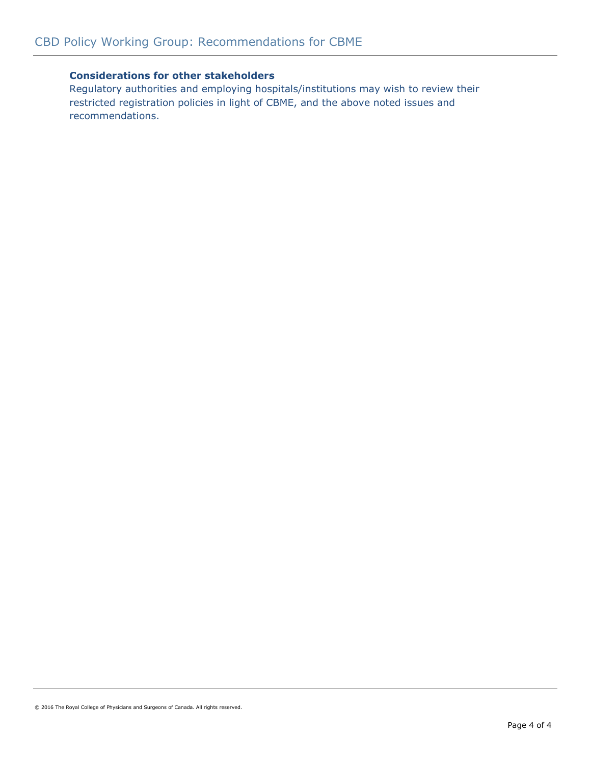### Considerations for other stakeholders

Regulatory authorities and employing hospitals/institutions may wish to review their restricted registration policies in light of CBME, and the above noted issues and recommendations.

© 2016 The Royal College of Physicians and Surgeons of Canada. All rights reserved.